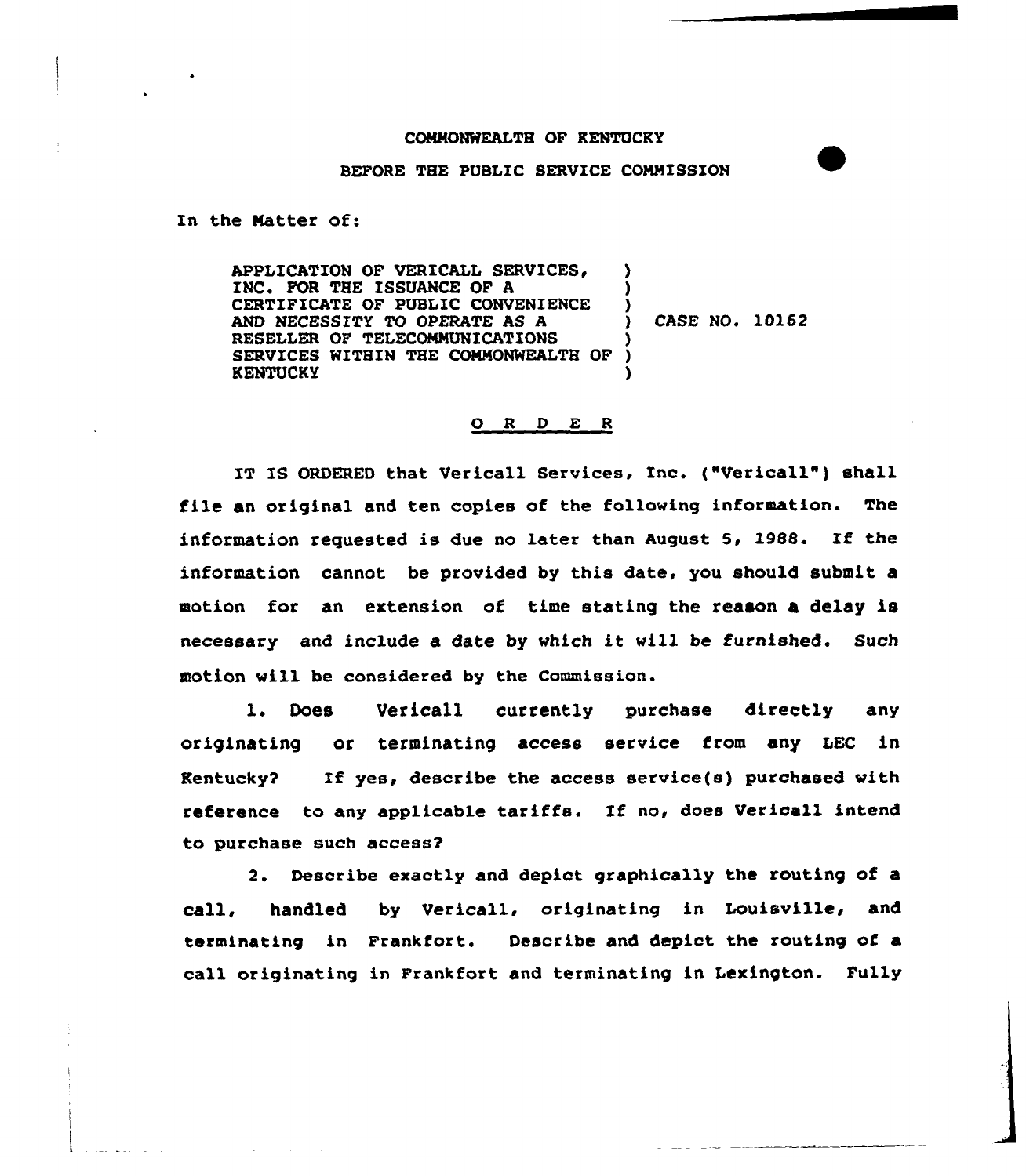COMMONWEALTH OF KENTUCKY

BEFORE THE PUBLIC SERVICE COMMISSION

In the Matter of:

| | |
|---|---|
| APPLICATION OF VERICALL SERVICES, INC. FOR THE ISSUANCE OF A CERTIFICATE OF PUBLIC CONVENIENCE AND NECESSITY TO OPERATE AS A RESELLER OF TELECOMMUNICATIONS SERVICES WITHIN THE COMMONWEALTH OF KENTUCKY | CASE NO. 10162 |

## O R D E R

IT IS ORDERED that Vericall Services, Inc. ("Vericall") shall file an original and ten copies of the following information. The information requested is due no later than August 5, 1988. If the information cannot be provided by this date, you should submit a motion for an extension of time stating the reason a delay is necessary and include a date by which it will be furnished. Such motion will be considered by the Commission.

1. Does Vericall currently purchase directly any originating or terminating access service from any LEC in Kentucky? If yes, describe the access service(s) purchased with reference to any applicable tariffs. If no, does Vericall intend to purchase such access?

2. Describe exactly and depict graphically the routing of a call, handled by Vericall, originating in Louisville, and terminating in Frankfort. Describe and depict the routing of a call originating in Frankfort and terminating in Lexington. Fully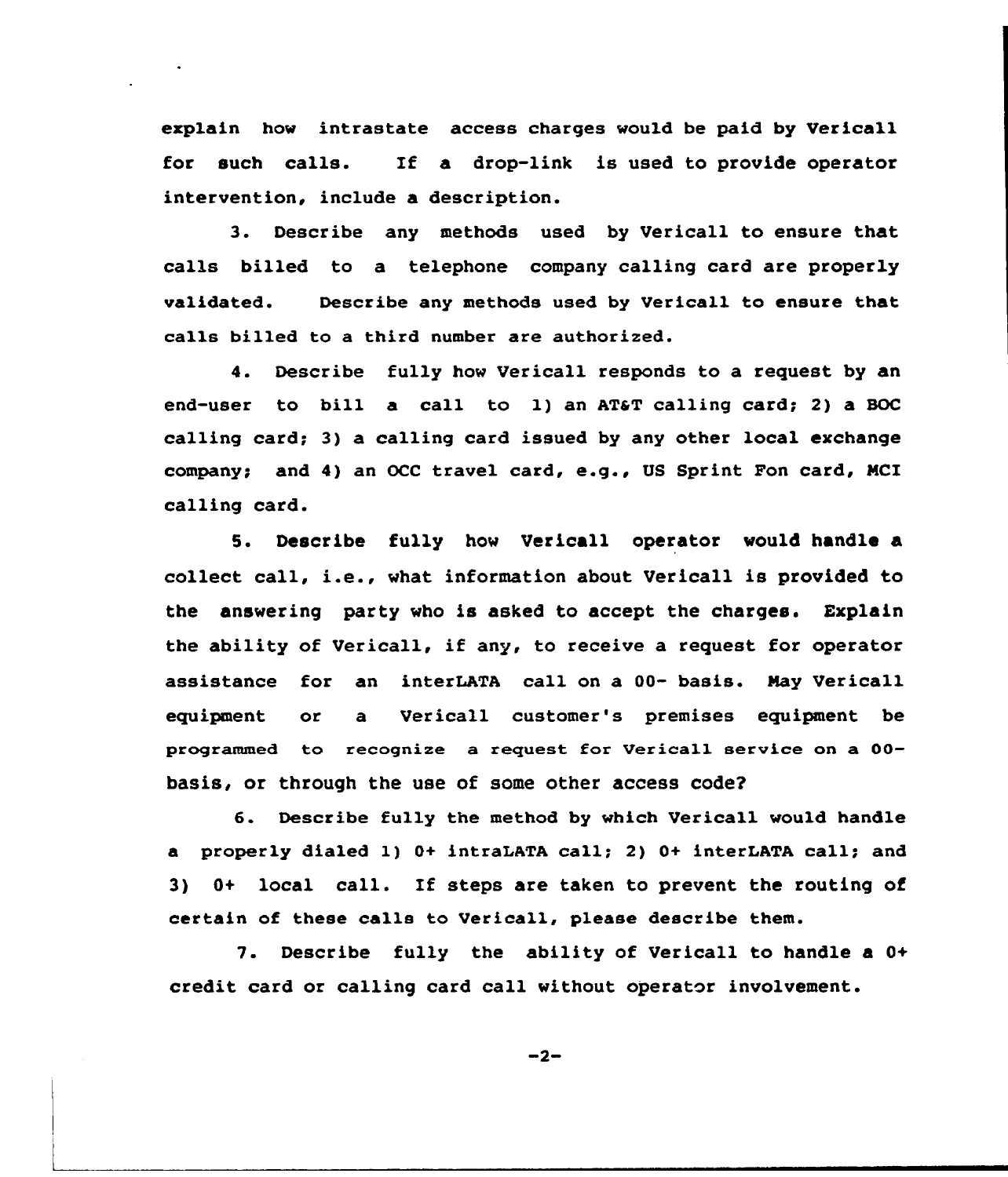explain how intrastate access charges would be paid by Vericall for such calls. If a drop-link is used to provide operator intervention, include a description.

3. Describe any methods used by Vericall to ensure that calls billed to a telephone company calling card are properly validated. Describe any methods used by Vericall to ensure that calls billed to a third number are authorized.

4. Describe fully how Vericall responds to a request by an end-user to bill a call to 1) an AT&T calling card; 2) a BOC calling card; 3) a calling card issued by any other local exchange company; and 4) an OCC travel card, e.g., US Sprint Fon card, MCI calling card.

5. Describe fully how Vericall operator would handle a collect call, i.e., what information about Vericall is provided to the answering party who is asked to accept the charges. Explain the ability of Vericall, if any, to receive a request for operator assistance for an interLATA call on a 00- basis. May Vericall equipment or a Vericall customer's premises equipment be programmed to recognize a request for Vericall service on a 00- basis, or through the use of some other access code?

6. Describe fully the method by which Vericall would handle a properly dialed 1) 0+ intraLATA call; 2) 0+ interLATA call; and 3) 0+ local call. If steps are taken to prevent the routing of certain of these calls to Vericall, please describe them.

7. Describe fully the ability of Vericall to handle a 0+ credit card or calling card call without operator involvement.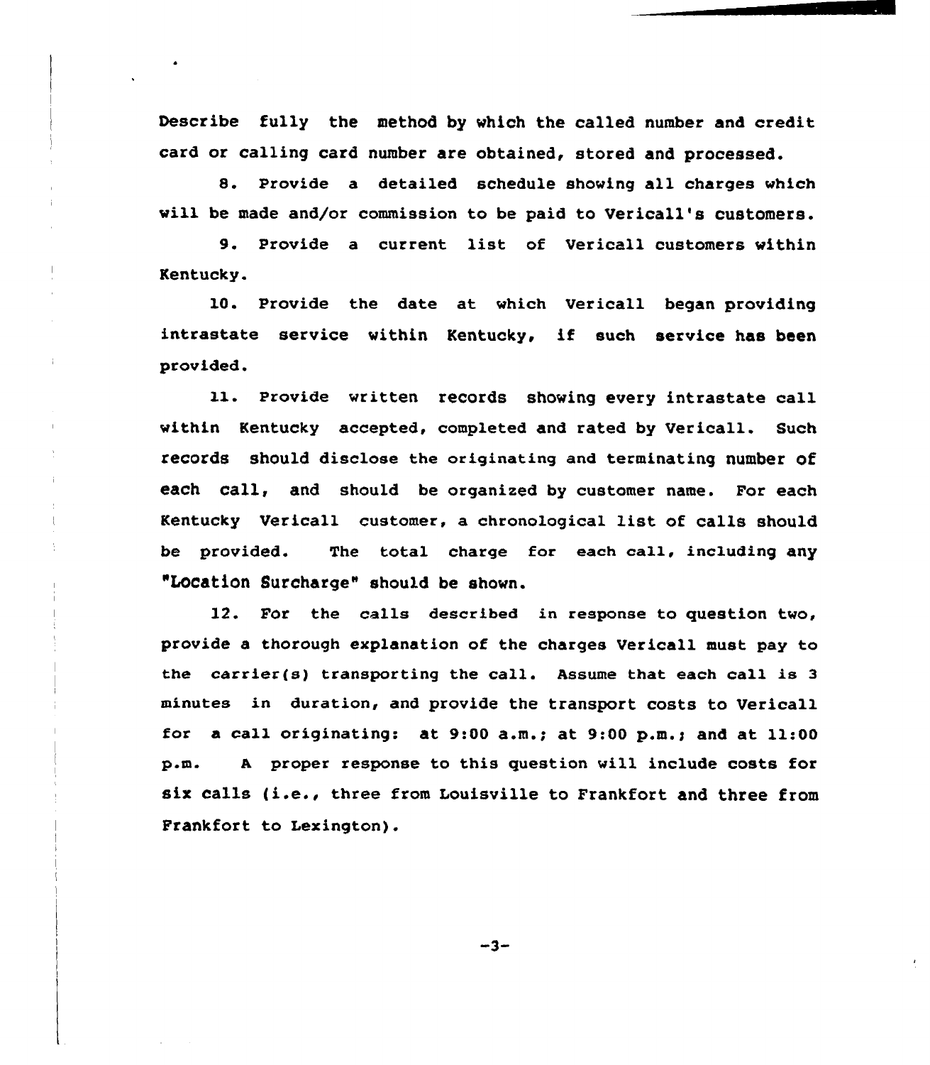Describe fully the method by which the called number and credit card or calling card number are obtained, stored and processed.

8. Provide a detailed schedule showing all charges which will be made and/or commission to be paid to Vericall's customers.

9. Provide a current list of Vericall customers within Kentucky.

10. Provide the date at which Vericall began providing intrastate service within Kentucky, if such service has been provided.

11. Provide written records showing every intrastate call within Kentucky accepted, completed and rated by Vericall. Such records should disclose the originating and terminating number of each call, and should be organized by customer name. For each Kentucky Vericall customer, a chronological list of calls should be provided. The total charge for each call, including any "Location Surcharge" should be shown.

12. For the calls described in response to question two, provide a thorough explanation of the charges Vericall must pay to the carrier(s) transporting the call. Assume that each call is 3 minutes in duration, and provide the transport costs to Vericall for a call originating: at 9:00 a.m.; at 9:00 p.m.; and at 11:00 p.m. A proper response to this question will include costs for six calls (i.e., three from Louisville to Frankfort and three from Frankfort to Lexington).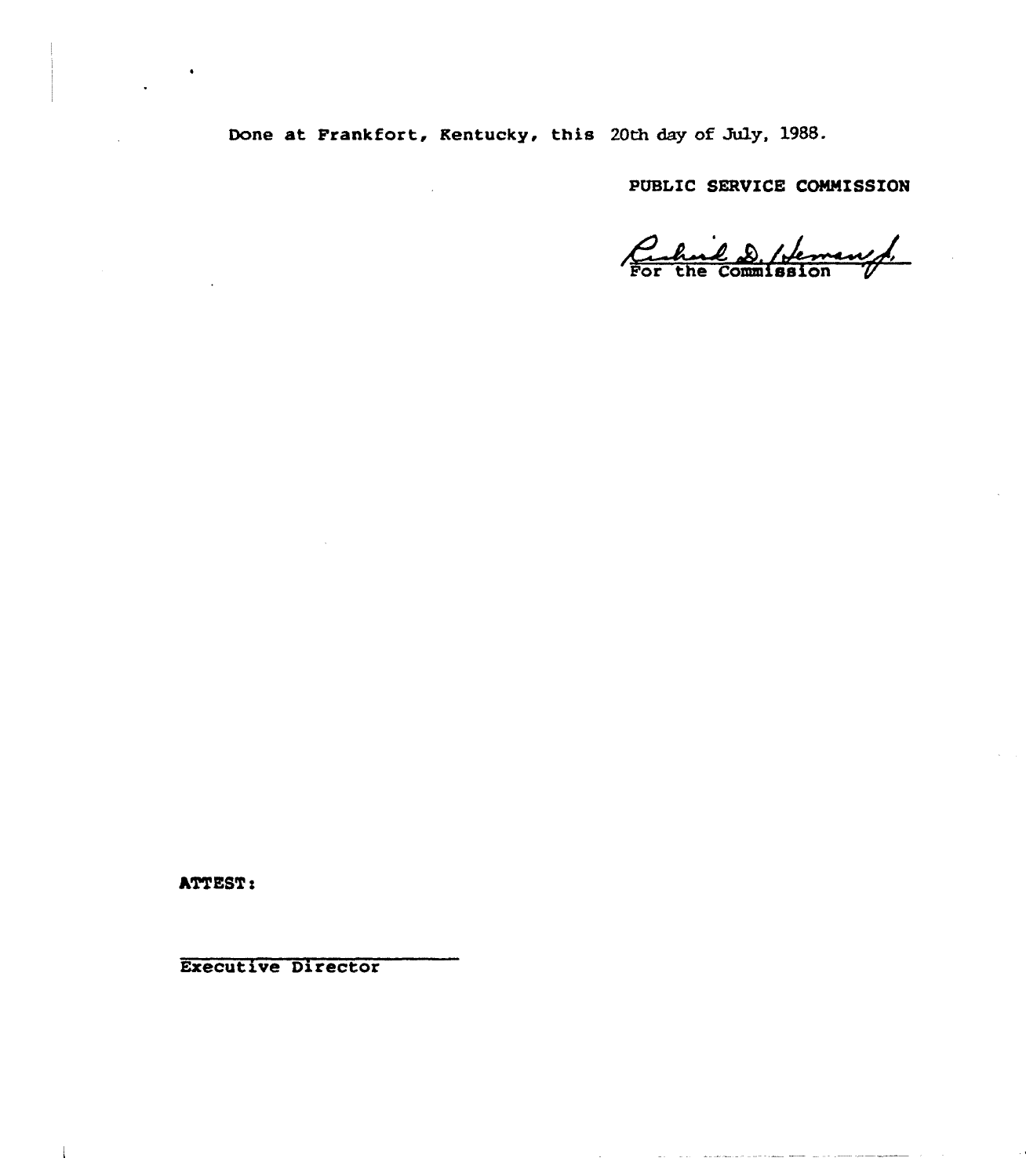Done at Frankfort, Kentucky, this 20th day of July, 1988.

PUBLIC SERVICE COMMISSION

For the Commission

ATTEST:

Executive Director